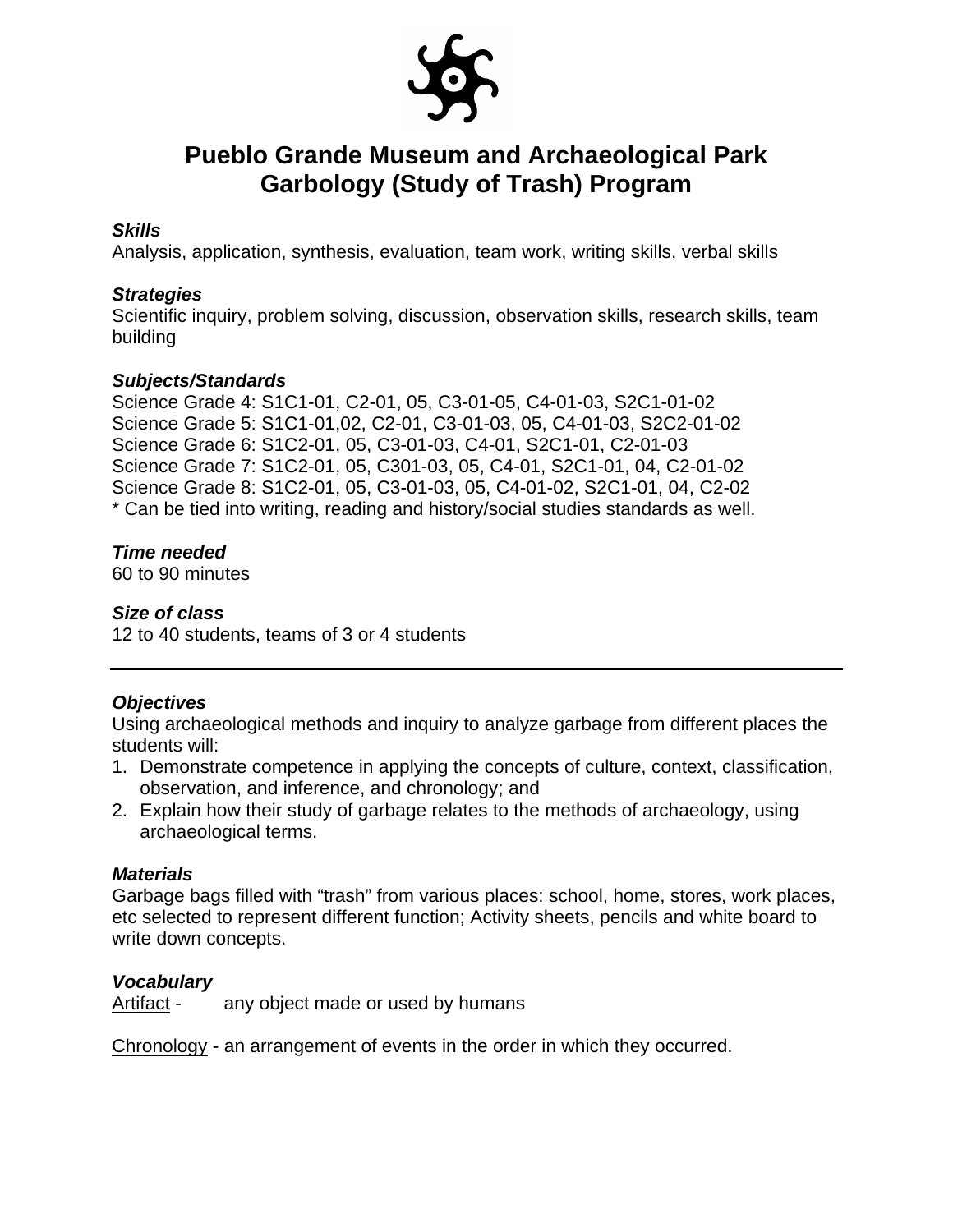# Pueblo Grande Museum and Archaeological Park
# Garbology (Study of Trash) Program

***Skills***
Analysis, application, synthesis, evaluation, team work, writing skills, verbal skills

***Strategies***
Scientific inquiry, problem solving, discussion, observation skills, research skills, team building

***Subjects/Standards***
Science Grade 4: S1C1-01, C2-01, 05, C3-01-05, C4-01-03, S2C1-01-02
Science Grade 5: S1C1-01,02, C2-01, C3-01-03, 05, C4-01-03, S2C2-01-02
Science Grade 6: S1C2-01, 05, C3-01-03, C4-01, S2C1-01, C2-01-03
Science Grade 7: S1C2-01, 05, C301-03, 05, C4-01, S2C1-01, 04, C2-01-02
Science Grade 8: S1C2-01, 05, C3-01-03, 05, C4-01-02, S2C1-01, 04, C2-02
* Can be tied into writing, reading and history/social studies standards as well.

***Time needed***
60 to 90 minutes

***Size of class***
12 to 40 students, teams of 3 or 4 students

---

***Objectives***
Using archaeological methods and inquiry to analyze garbage from different places the students will:

1. Demonstrate competence in applying the concepts of culture, context, classification, observation, and inference, and chronology; and
2. Explain how their study of garbage relates to the methods of archaeology, using archaeological terms.

***Materials***
Garbage bags filled with "trash" from various places: school, home, stores, work places, etc selected to represent different function; Activity sheets, pencils and white board to write down concepts.

***Vocabulary***
Artifact - any object made or used by humans

Chronology - an arrangement of events in the order in which they occurred.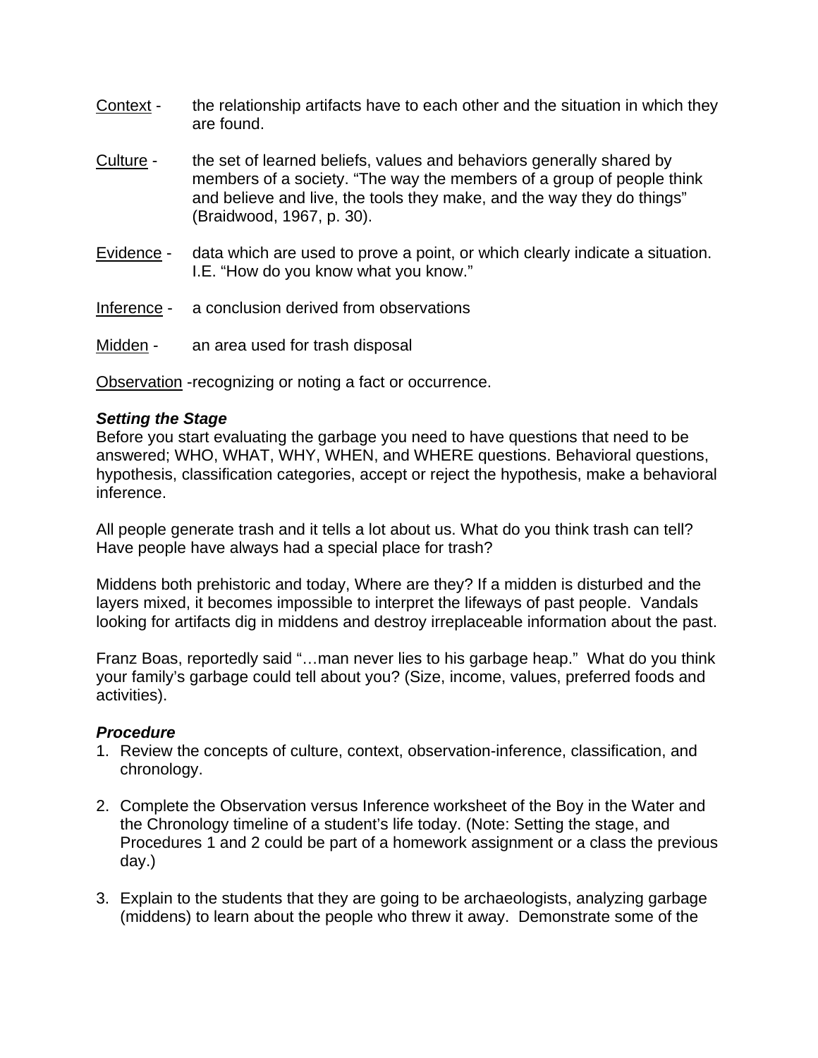Context - the relationship artifacts have to each other and the situation in which they are found.

Culture - the set of learned beliefs, values and behaviors generally shared by members of a society. "The way the members of a group of people think and believe and live, the tools they make, and the way they do things" (Braidwood, 1967, p. 30).

Evidence - data which are used to prove a point, or which clearly indicate a situation. I.E. "How do you know what you know."

Inference - a conclusion derived from observations

Midden - an area used for trash disposal

Observation -recognizing or noting a fact or occurrence.

***Setting the Stage***

Before you start evaluating the garbage you need to have questions that need to be answered; WHO, WHAT, WHY, WHEN, and WHERE questions. Behavioral questions, hypothesis, classification categories, accept or reject the hypothesis, make a behavioral inference.

All people generate trash and it tells a lot about us. What do you think trash can tell? Have people have always had a special place for trash?

Middens both prehistoric and today, Where are they? If a midden is disturbed and the layers mixed, it becomes impossible to interpret the lifeways of past people. Vandals looking for artifacts dig in middens and destroy irreplaceable information about the past.

Franz Boas, reportedly said "…man never lies to his garbage heap." What do you think your family's garbage could tell about you? (Size, income, values, preferred foods and activities).

***Procedure***

1. Review the concepts of culture, context, observation-inference, classification, and chronology.

2. Complete the Observation versus Inference worksheet of the Boy in the Water and the Chronology timeline of a student's life today. (Note: Setting the stage, and Procedures 1 and 2 could be part of a homework assignment or a class the previous day.)

3. Explain to the students that they are going to be archaeologists, analyzing garbage (middens) to learn about the people who threw it away. Demonstrate some of the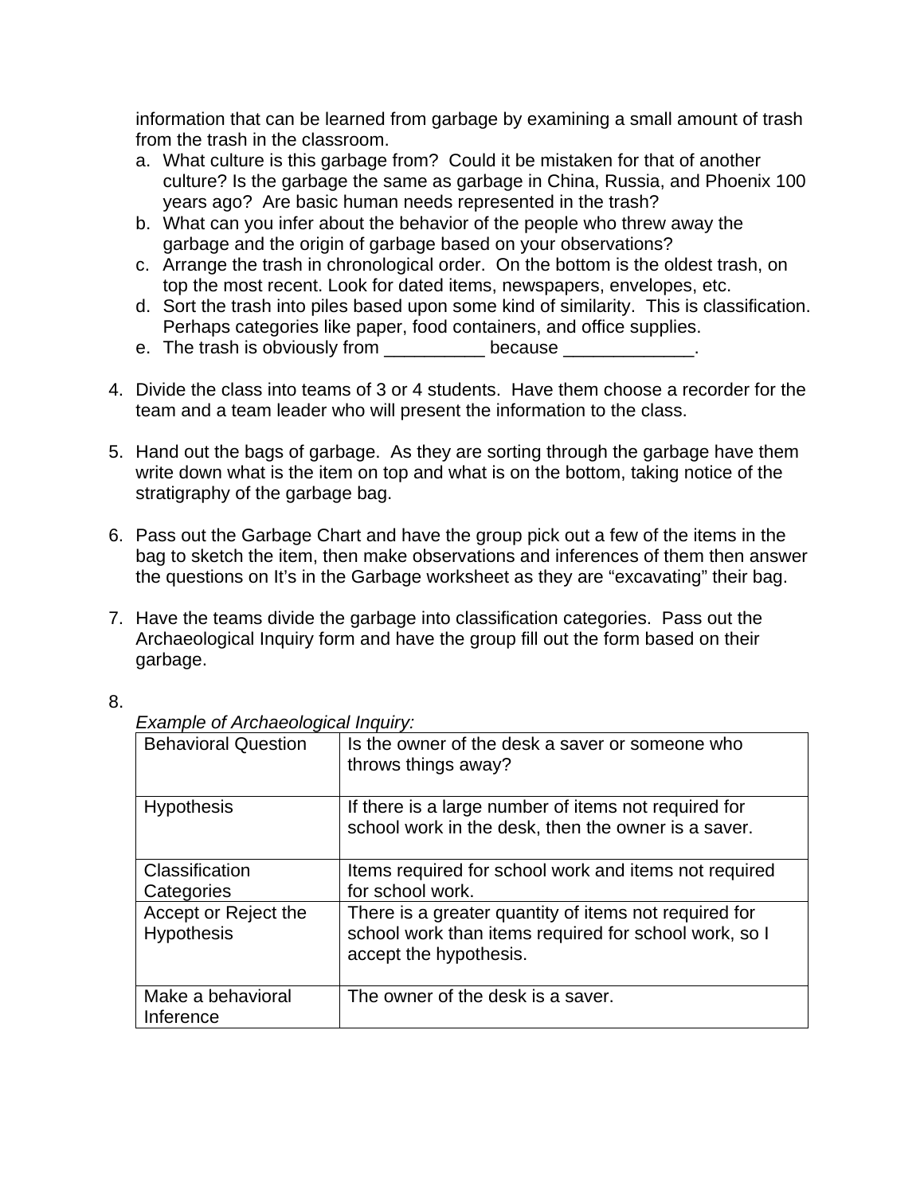information that can be learned from garbage by examining a small amount of trash from the trash in the classroom.

a. What culture is this garbage from? Could it be mistaken for that of another culture? Is the garbage the same as garbage in China, Russia, and Phoenix 100 years ago? Are basic human needs represented in the trash?
b. What can you infer about the behavior of the people who threw away the garbage and the origin of garbage based on your observations?
c. Arrange the trash in chronological order. On the bottom is the oldest trash, on top the most recent. Look for dated items, newspapers, envelopes, etc.
d. Sort the trash into piles based upon some kind of similarity. This is classification. Perhaps categories like paper, food containers, and office supplies.
e. The trash is obviously from __________ because _____________.

4. Divide the class into teams of 3 or 4 students. Have them choose a recorder for the team and a team leader who will present the information to the class.

5. Hand out the bags of garbage. As they are sorting through the garbage have them write down what is the item on top and what is on the bottom, taking notice of the stratigraphy of the garbage bag.

6. Pass out the Garbage Chart and have the group pick out a few of the items in the bag to sketch the item, then make observations and inferences of them then answer the questions on It's in the Garbage worksheet as they are "excavating" their bag.

7. Have the teams divide the garbage into classification categories. Pass out the Archaeological Inquiry form and have the group fill out the form based on their garbage.

8. *Example of Archaeological Inquiry:*

| | |
|---|---|
| Behavioral Question | Is the owner of the desk a saver or someone who throws things away? |
| Hypothesis | If there is a large number of items not required for school work in the desk, then the owner is a saver. |
| Classification Categories | Items required for school work and items not required for school work. |
| Accept or Reject the Hypothesis | There is a greater quantity of items not required for school work than items required for school work, so I accept the hypothesis. |
| Make a behavioral Inference | The owner of the desk is a saver. |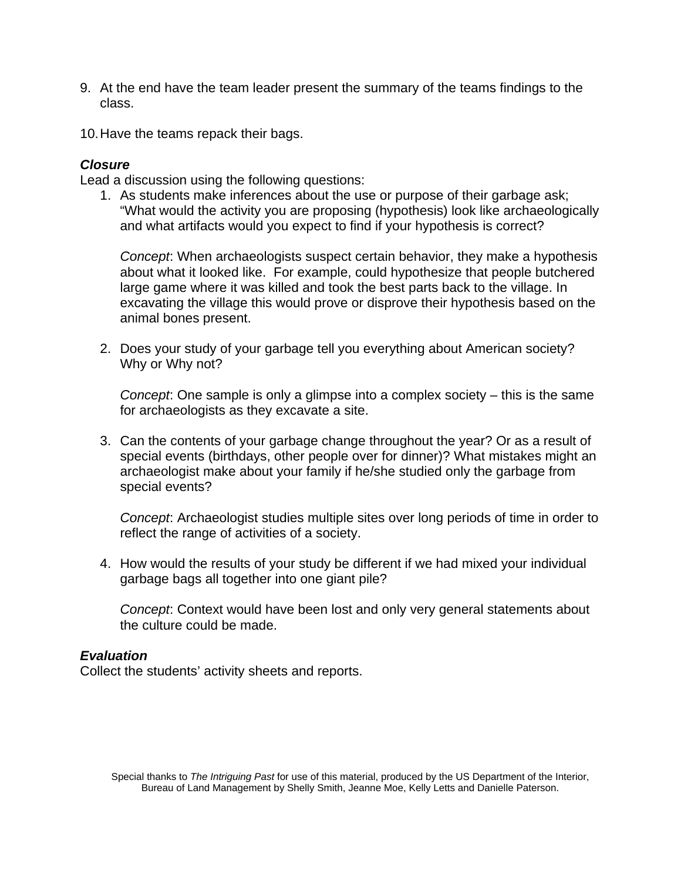9. At the end have the team leader present the summary of the teams findings to the class.

10. Have the teams repack their bags.

***Closure***
Lead a discussion using the following questions:

1. As students make inferences about the use or purpose of their garbage ask; "What would the activity you are proposing (hypothesis) look like archaeologically and what artifacts would you expect to find if your hypothesis is correct?

   *Concept*: When archaeologists suspect certain behavior, they make a hypothesis about what it looked like. For example, could hypothesize that people butchered large game where it was killed and took the best parts back to the village. In excavating the village this would prove or disprove their hypothesis based on the animal bones present.

2. Does your study of your garbage tell you everything about American society? Why or Why not?

   *Concept*: One sample is only a glimpse into a complex society – this is the same for archaeologists as they excavate a site.

3. Can the contents of your garbage change throughout the year? Or as a result of special events (birthdays, other people over for dinner)? What mistakes might an archaeologist make about your family if he/she studied only the garbage from special events?

   *Concept*: Archaeologist studies multiple sites over long periods of time in order to reflect the range of activities of a society.

4. How would the results of your study be different if we had mixed your individual garbage bags all together into one giant pile?

   *Concept*: Context would have been lost and only very general statements about the culture could be made.

***Evaluation***
Collect the students' activity sheets and reports.

Special thanks to *The Intriguing Past* for use of this material, produced by the US Department of the Interior, Bureau of Land Management by Shelly Smith, Jeanne Moe, Kelly Letts and Danielle Paterson.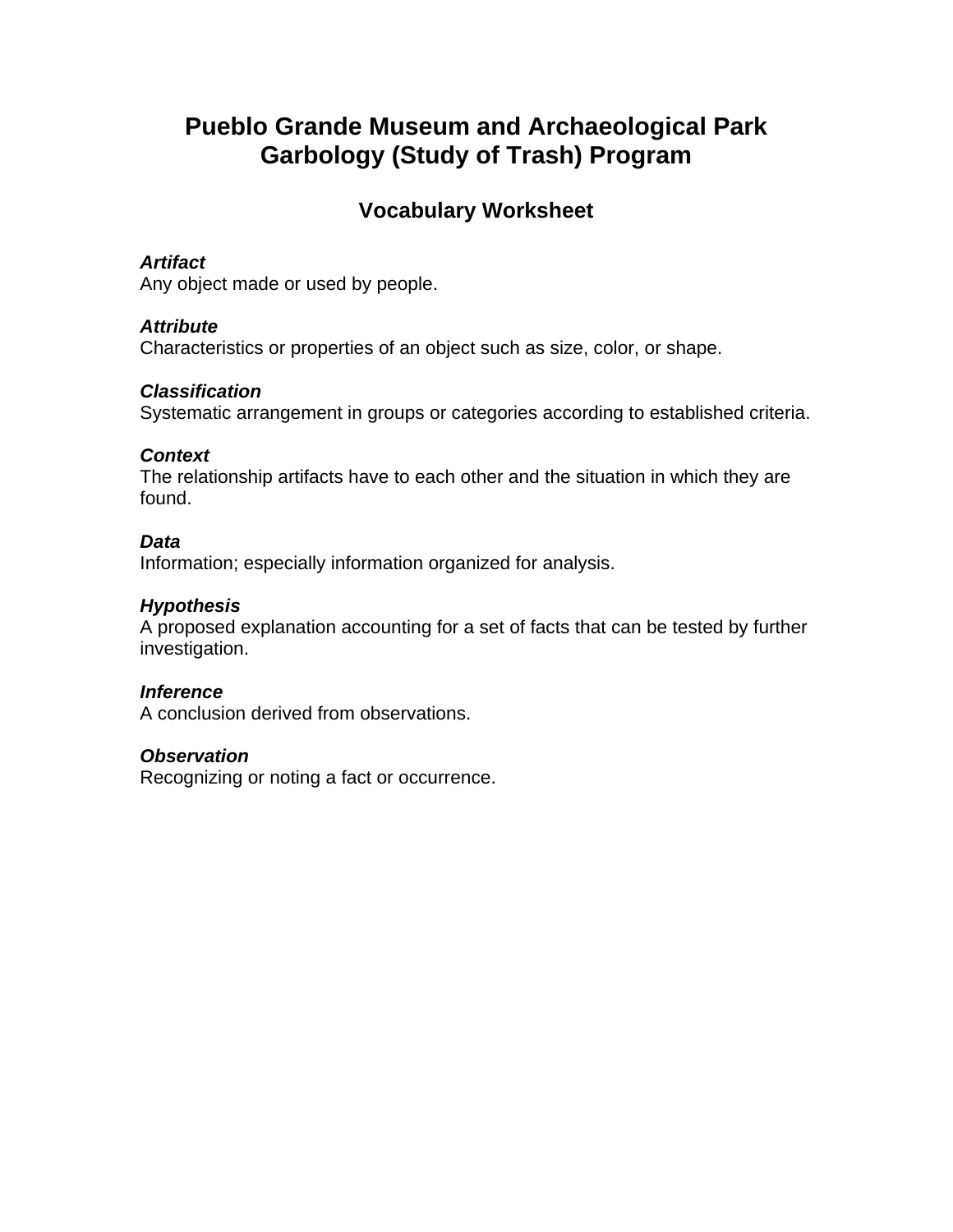# Pueblo Grande Museum and Archaeological Park
# Garbology (Study of Trash) Program

## Vocabulary Worksheet

***Artifact***
Any object made or used by people.

***Attribute***
Characteristics or properties of an object such as size, color, or shape.

***Classification***
Systematic arrangement in groups or categories according to established criteria.

***Context***
The relationship artifacts have to each other and the situation in which they are found.

***Data***
Information; especially information organized for analysis.

***Hypothesis***
A proposed explanation accounting for a set of facts that can be tested by further investigation.

***Inference***
A conclusion derived from observations.

***Observation***
Recognizing or noting a fact or occurrence.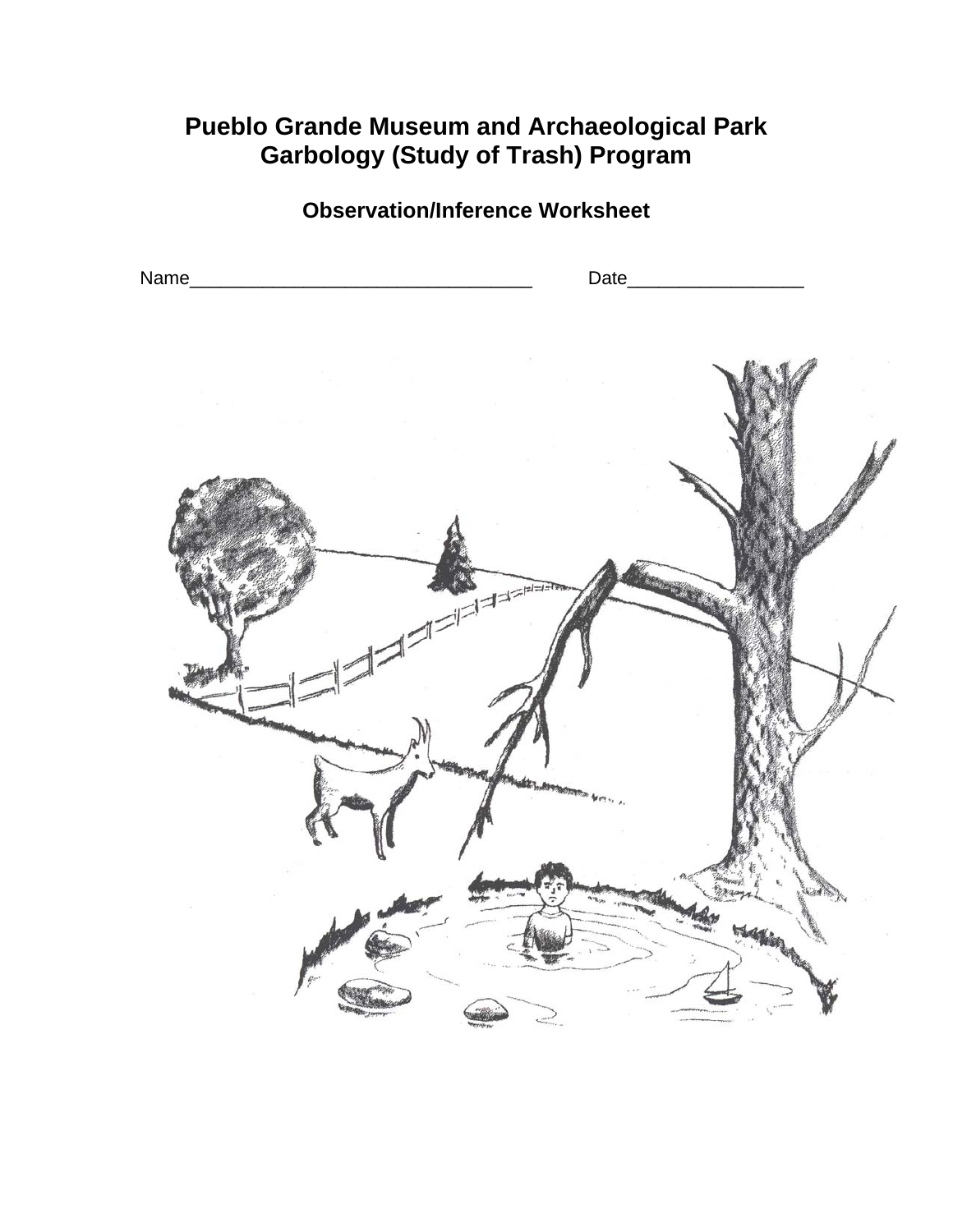# Pueblo Grande Museum and Archaeological Park
# Garbology (Study of Trash) Program

## Observation/Inference Worksheet

Name_________________________________ Date_________________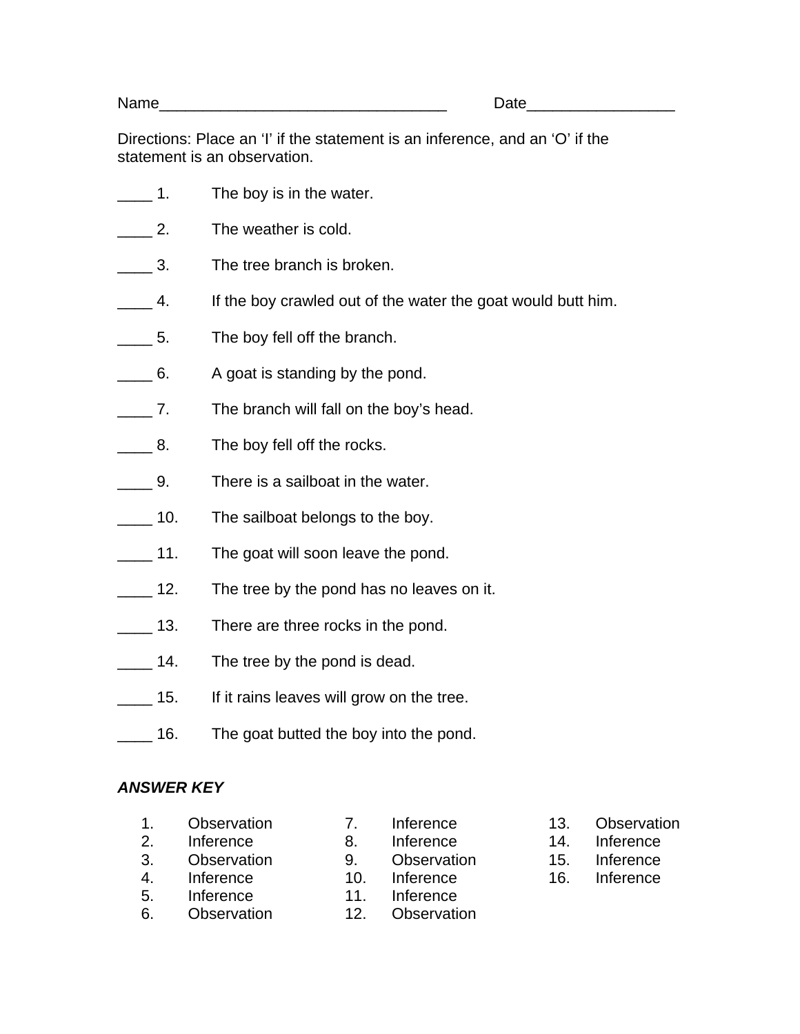Name_________________________________ Date_________________

Directions: Place an 'I' if the statement is an inference, and an 'O' if the statement is an observation.

____ 1. The boy is in the water.

____ 2. The weather is cold.

____ 3. The tree branch is broken.

____ 4. If the boy crawled out of the water the goat would butt him.

____ 5. The boy fell off the branch.

____ 6. A goat is standing by the pond.

____ 7. The branch will fall on the boy's head.

____ 8. The boy fell off the rocks.

____ 9. There is a sailboat in the water.

____ 10. The sailboat belongs to the boy.

____ 11. The goat will soon leave the pond.

____ 12. The tree by the pond has no leaves on it.

____ 13. There are three rocks in the pond.

____ 14. The tree by the pond is dead.

____ 15. If it rains leaves will grow on the tree.

____ 16. The goat butted the boy into the pond.

***ANSWER KEY***

1. Observation
2. Inference
3. Observation
4. Inference
5. Inference
6. Observation
7. Inference
8. Inference
9. Observation
10. Inference
11. Inference
12. Observation
13. Observation
14. Inference
15. Inference
16. Inference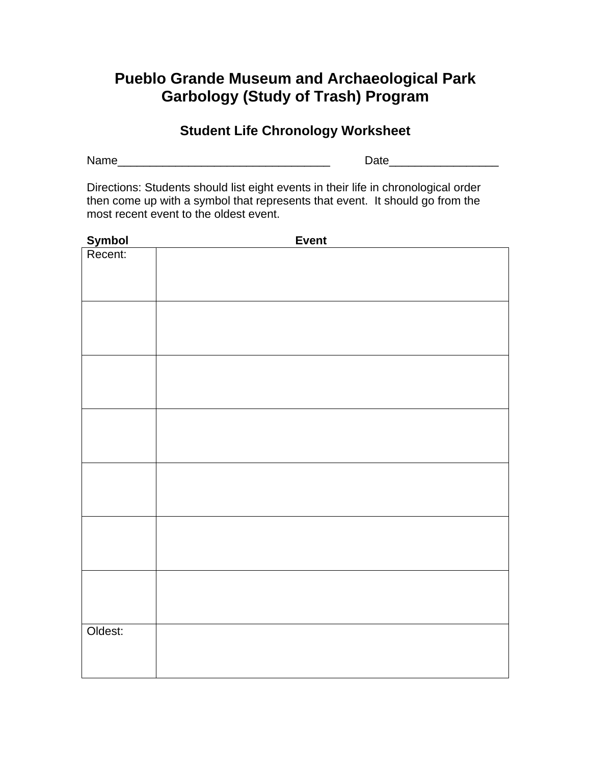# Pueblo Grande Museum and Archaeological Park
# Garbology (Study of Trash) Program

## Student Life Chronology Worksheet

Name_________________________________ Date_________________

Directions: Students should list eight events in their life in chronological order then come up with a symbol that represents that event. It should go from the most recent event to the oldest event.

| Symbol | Event |
|---|---|
| Recent: | |
| | |
| | |
| | |
| | |
| | |
| | |
| Oldest: | |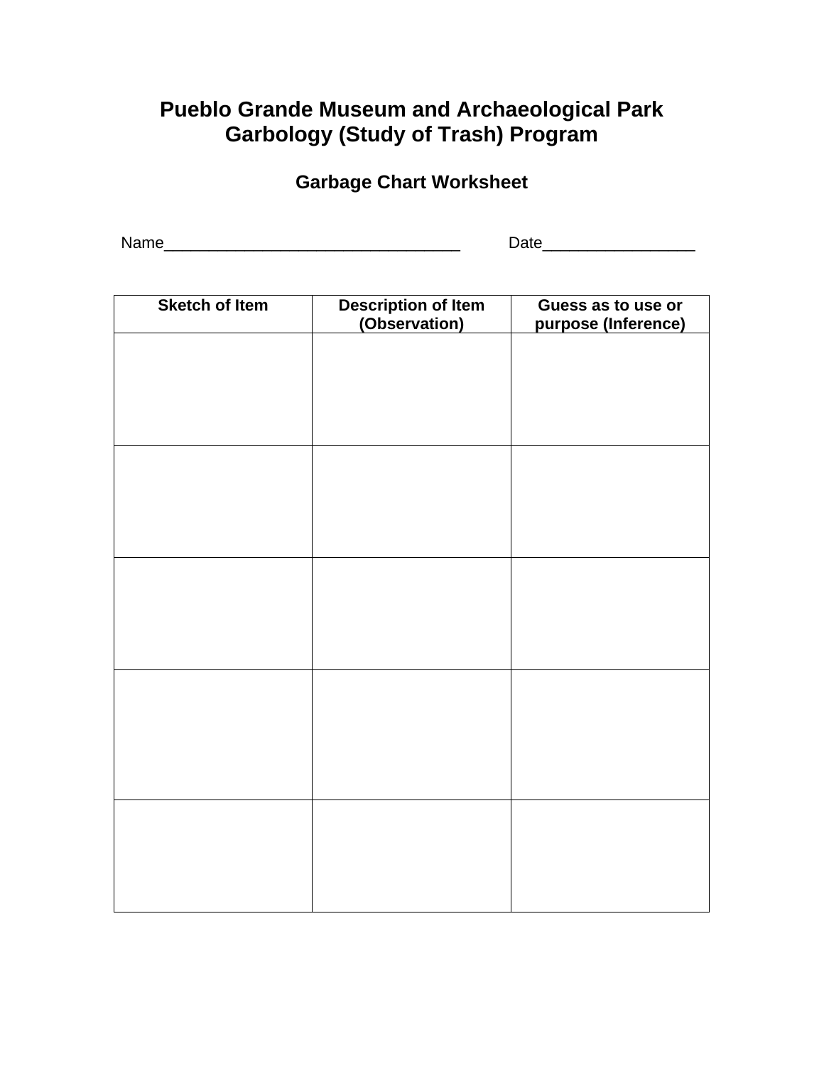# Pueblo Grande Museum and Archaeological Park
# Garbology (Study of Trash) Program

## Garbage Chart Worksheet

Name_________________________________ Date_________________

| Sketch of Item | Description of Item (Observation) | Guess as to use or purpose (Inference) |
|---|---|---|
| | | |
| | | |
| | | |
| | | |
| | | |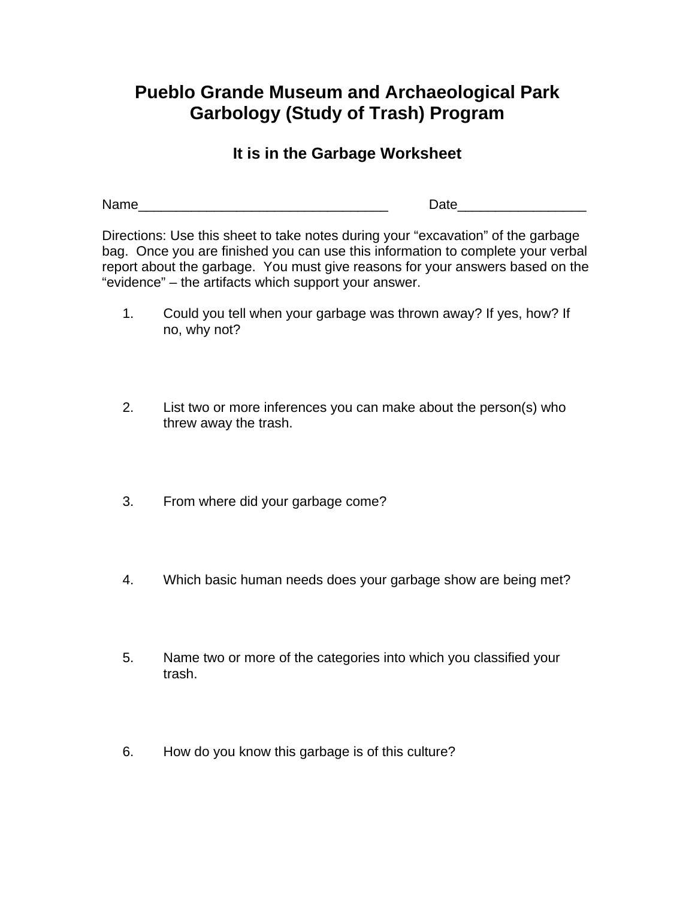# Pueblo Grande Museum and Archaeological Park
# Garbology (Study of Trash) Program

### It is in the Garbage Worksheet

Name_________________________________ Date_________________

Directions: Use this sheet to take notes during your "excavation" of the garbage bag. Once you are finished you can use this information to complete your verbal report about the garbage. You must give reasons for your answers based on the "evidence" – the artifacts which support your answer.

1. Could you tell when your garbage was thrown away? If yes, how? If no, why not?

2. List two or more inferences you can make about the person(s) who threw away the trash.

3. From where did your garbage come?

4. Which basic human needs does your garbage show are being met?

5. Name two or more of the categories into which you classified your trash.

6. How do you know this garbage is of this culture?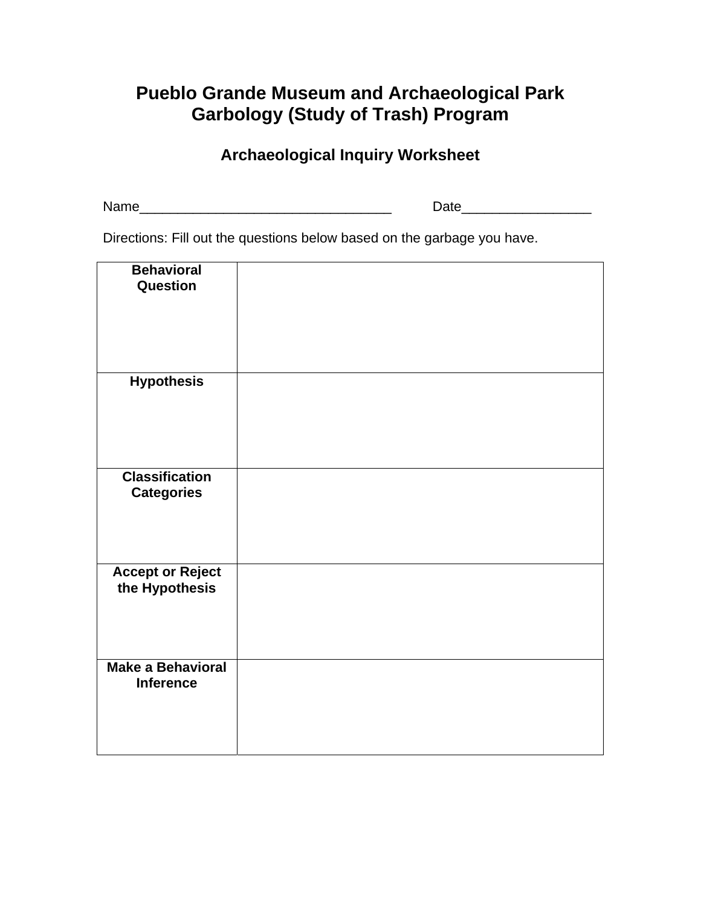# Pueblo Grande Museum and Archaeological Park
# Garbology (Study of Trash) Program

## Archaeological Inquiry Worksheet

Name________________________________ Date_________________

Directions: Fill out the questions below based on the garbage you have.

| | |
|---|---|
| **Behavioral Question** | |
| **Hypothesis** | |
| **Classification Categories** | |
| **Accept or Reject the Hypothesis** | |
| **Make a Behavioral Inference** | |